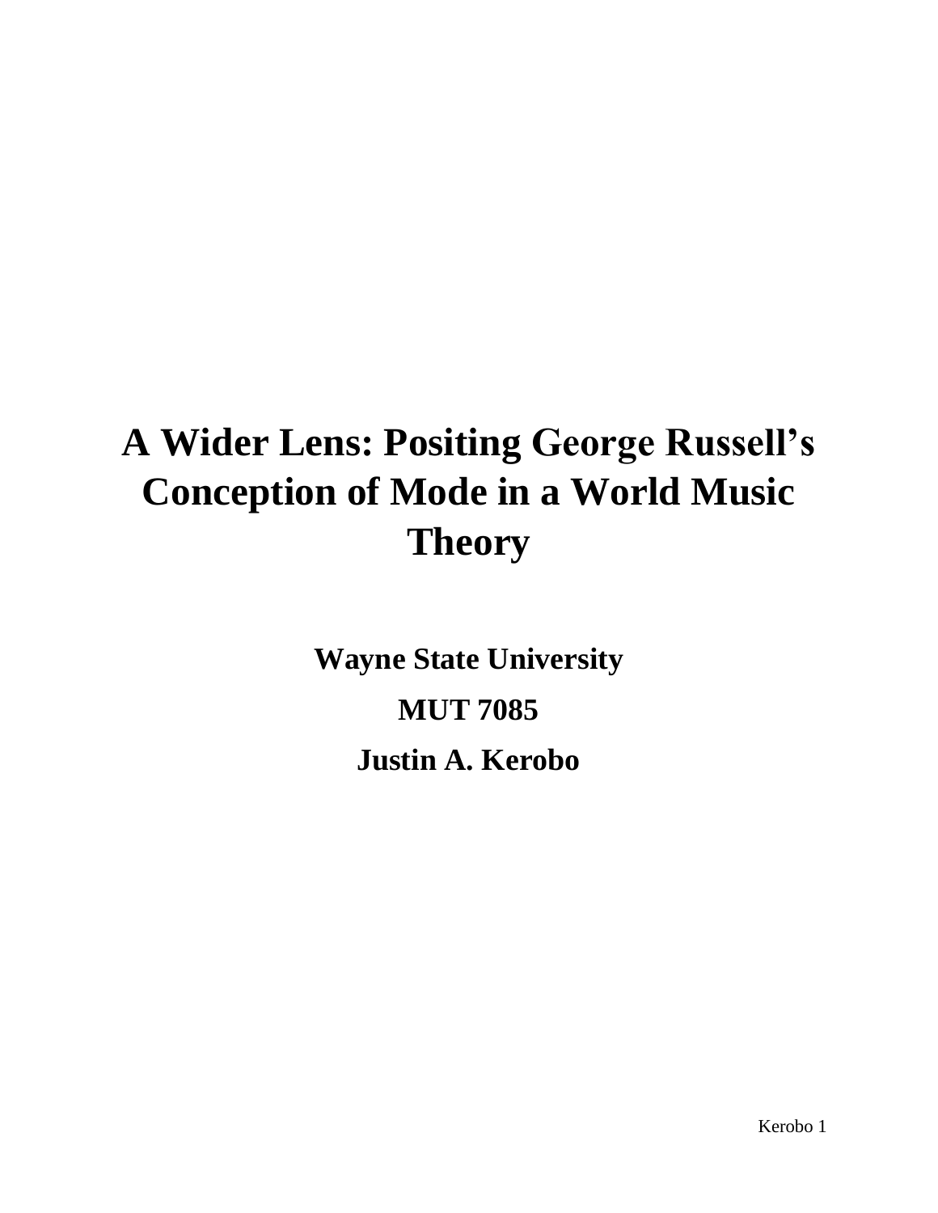# A Wider Lens: Positing George Russell's Conception of Mode in a World Music Theory

**Wayne State University**

**MUT 7085**

**Justin A. Kerobo**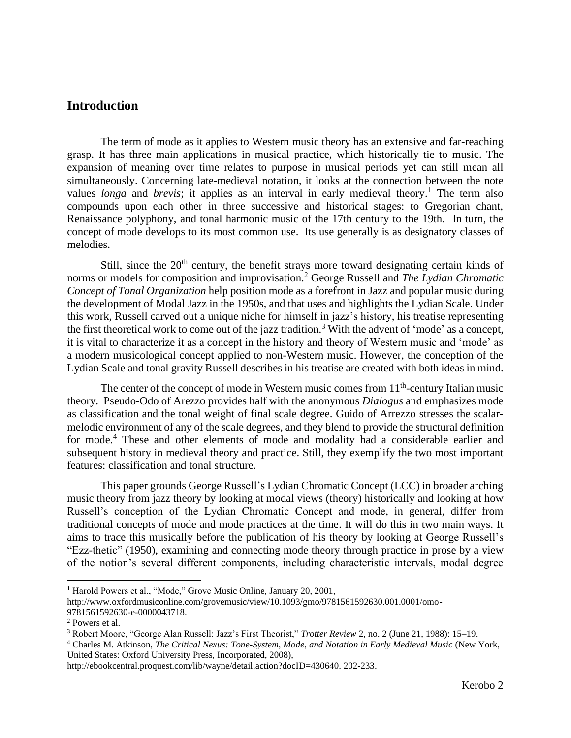## Introduction

The term of mode as it applies to Western music theory has an extensive and far-reaching grasp. It has three main applications in musical practice, which historically tie to music. The expansion of meaning over time relates to purpose in musical periods yet can still mean all simultaneously. Concerning late-medieval notation, it looks at the connection between the note values *longa* and *brevis*; it applies as an interval in early medieval theory.[1] The term also compounds upon each other in three successive and historical stages: to Gregorian chant, Renaissance polyphony, and tonal harmonic music of the 17th century to the 19th. In turn, the concept of mode develops to its most common use. Its use generally is as designatory classes of melodies.

Still, since the 20th century, the benefit strays more toward designating certain kinds of norms or models for composition and improvisation.[2] George Russell and *The Lydian Chromatic Concept of Tonal Organization* help position mode as a forefront in Jazz and popular music during the development of Modal Jazz in the 1950s, and that uses and highlights the Lydian Scale. Under this work, Russell carved out a unique niche for himself in jazz's history, his treatise representing the first theoretical work to come out of the jazz tradition.[3] With the advent of 'mode' as a concept, it is vital to characterize it as a concept in the history and theory of Western music and 'mode' as a modern musicological concept applied to non-Western music. However, the conception of the Lydian Scale and tonal gravity Russell describes in his treatise are created with both ideas in mind.

The center of the concept of mode in Western music comes from 11th-century Italian music theory. Pseudo-Odo of Arezzo provides half with the anonymous *Dialogus* and emphasizes mode as classification and the tonal weight of final scale degree. Guido of Arrezzo stresses the scalar-melodic environment of any of the scale degrees, and they blend to provide the structural definition for mode.[4] These and other elements of mode and modality had a considerable earlier and subsequent history in medieval theory and practice. Still, they exemplify the two most important features: classification and tonal structure.

This paper grounds George Russell's Lydian Chromatic Concept (LCC) in broader arching music theory from jazz theory by looking at modal views (theory) historically and looking at how Russell's conception of the Lydian Chromatic Concept and mode, in general, differ from traditional concepts of mode and mode practices at the time. It will do this in two main ways. It aims to trace this musically before the publication of his theory by looking at George Russell's "Ezz-thetic" (1950), examining and connecting mode theory through practice in prose by a view of the notion's several different components, including characteristic intervals, modal degree

---

[1] Harold Powers et al., "Mode," Grove Music Online, January 20, 2001, http://www.oxfordmusiconline.com/grovemusic/view/10.1093/gmo/9781561592630.001.0001/omo-9781561592630-e-0000043718.

[2] Powers et al.

[3] Robert Moore, "George Alan Russell: Jazz's First Theorist," *Trotter Review* 2, no. 2 (June 21, 1988): 15–19.

[4] Charles M. Atkinson, *The Critical Nexus: Tone-System, Mode, and Notation in Early Medieval Music* (New York, United States: Oxford University Press, Incorporated, 2008), http://ebookcentral.proquest.com/lib/wayne/detail.action?docID=430640. 202-233.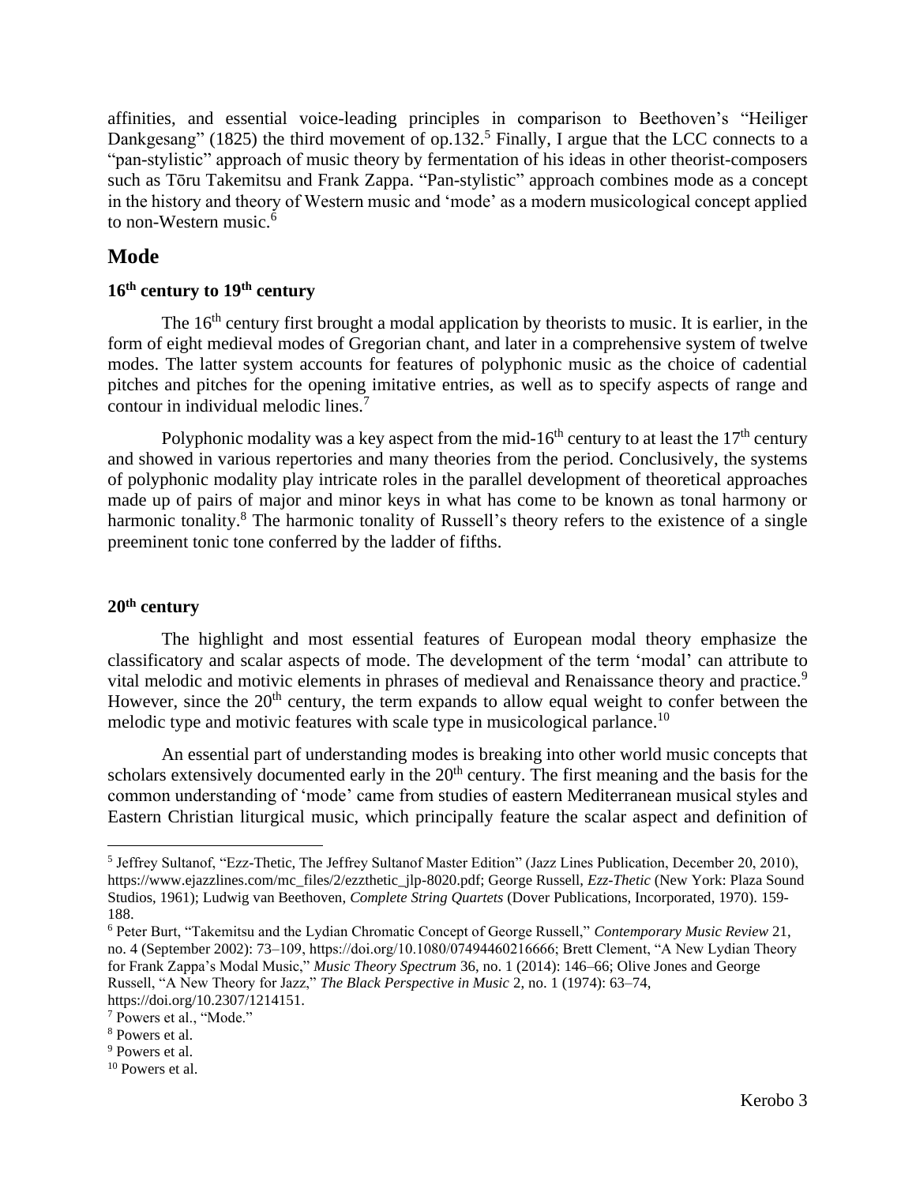affinities, and essential voice-leading principles in comparison to Beethoven's "Heiliger Dankgesang" (1825) the third movement of op.132.[5] Finally, I argue that the LCC connects to a "pan-stylistic" approach of music theory by fermentation of his ideas in other theorist-composers such as Tōru Takemitsu and Frank Zappa. "Pan-stylistic" approach combines mode as a concept in the history and theory of Western music and 'mode' as a modern musicological concept applied to non-Western music.[6]

## Mode

### 16th century to 19th century

The 16th century first brought a modal application by theorists to music. It is earlier, in the form of eight medieval modes of Gregorian chant, and later in a comprehensive system of twelve modes. The latter system accounts for features of polyphonic music as the choice of cadential pitches and pitches for the opening imitative entries, as well as to specify aspects of range and contour in individual melodic lines.[7]

Polyphonic modality was a key aspect from the mid-16th century to at least the 17th century and showed in various repertories and many theories from the period. Conclusively, the systems of polyphonic modality play intricate roles in the parallel development of theoretical approaches made up of pairs of major and minor keys in what has come to be known as tonal harmony or harmonic tonality.[8] The harmonic tonality of Russell's theory refers to the existence of a single preeminent tonic tone conferred by the ladder of fifths.

### 20th century

The highlight and most essential features of European modal theory emphasize the classificatory and scalar aspects of mode. The development of the term 'modal' can attribute to vital melodic and motivic elements in phrases of medieval and Renaissance theory and practice.[9] However, since the 20th century, the term expands to allow equal weight to confer between the melodic type and motivic features with scale type in musicological parlance.[10]

An essential part of understanding modes is breaking into other world music concepts that scholars extensively documented early in the 20th century. The first meaning and the basis for the common understanding of 'mode' came from studies of eastern Mediterranean musical styles and Eastern Christian liturgical music, which principally feature the scalar aspect and definition of

---

[5] Jeffrey Sultanof, "Ezz-Thetic, The Jeffrey Sultanof Master Edition" (Jazz Lines Publication, December 20, 2010), https://www.ejazzlines.com/mc_files/2/ezzthetic_jlp-8020.pdf; George Russell, *Ezz-Thetic* (New York: Plaza Sound Studios, 1961); Ludwig van Beethoven, *Complete String Quartets* (Dover Publications, Incorporated, 1970). 159-188.

[6] Peter Burt, "Takemitsu and the Lydian Chromatic Concept of George Russell," *Contemporary Music Review* 21, no. 4 (September 2002): 73–109, https://doi.org/10.1080/07494460216666; Brett Clement, "A New Lydian Theory for Frank Zappa's Modal Music," *Music Theory Spectrum* 36, no. 1 (2014): 146–66; Olive Jones and George Russell, "A New Theory for Jazz," *The Black Perspective in Music* 2, no. 1 (1974): 63–74, https://doi.org/10.2307/1214151.

[7] Powers et al., "Mode."

[8] Powers et al.

[9] Powers et al.

[10] Powers et al.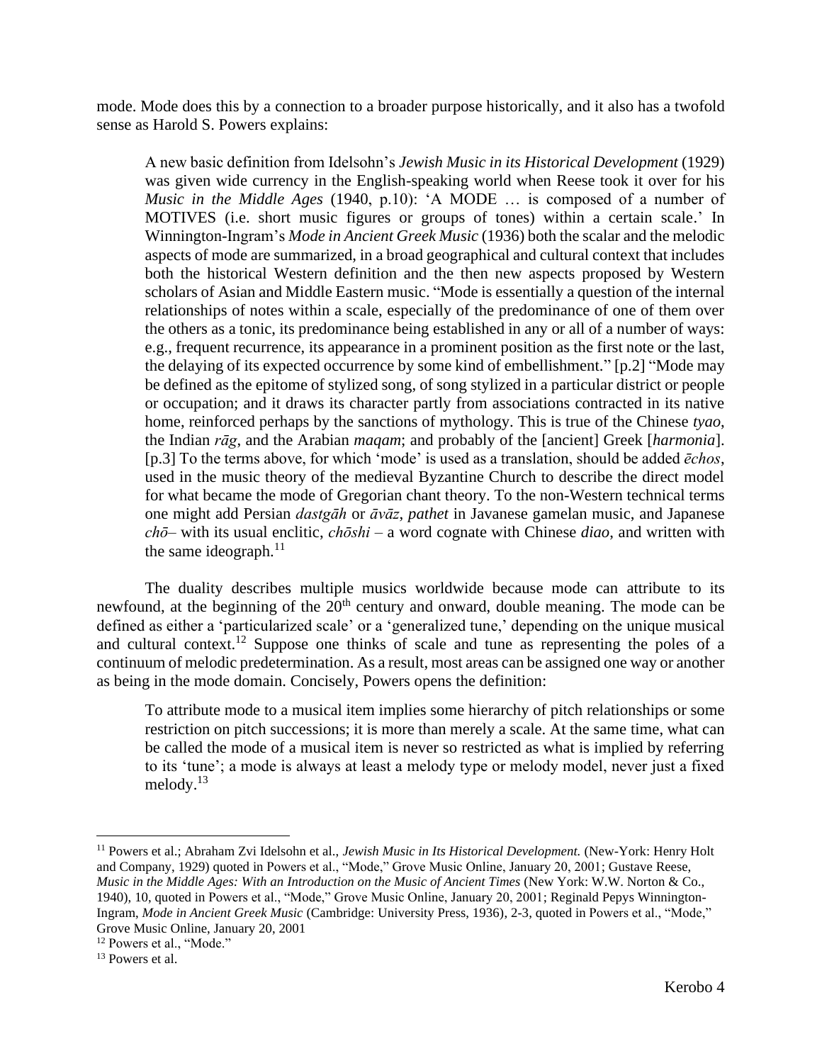mode. Mode does this by a connection to a broader purpose historically, and it also has a twofold sense as Harold S. Powers explains:

> A new basic definition from Idelsohn's *Jewish Music in its Historical Development* (1929) was given wide currency in the English-speaking world when Reese took it over for his *Music in the Middle Ages* (1940, p.10): 'A MODE … is composed of a number of MOTIVES (i.e. short music figures or groups of tones) within a certain scale.' In Winnington-Ingram's *Mode in Ancient Greek Music* (1936) both the scalar and the melodic aspects of mode are summarized, in a broad geographical and cultural context that includes both the historical Western definition and the then new aspects proposed by Western scholars of Asian and Middle Eastern music. "Mode is essentially a question of the internal relationships of notes within a scale, especially of the predominance of one of them over the others as a tonic, its predominance being established in any or all of a number of ways: e.g., frequent recurrence, its appearance in a prominent position as the first note or the last, the delaying of its expected occurrence by some kind of embellishment." [p.2] "Mode may be defined as the epitome of stylized song, of song stylized in a particular district or people or occupation; and it draws its character partly from associations contracted in its native home, reinforced perhaps by the sanctions of mythology. This is true of the Chinese *tyao*, the Indian *rāg*, and the Arabian *maqam*; and probably of the [ancient] Greek [*harmonia*]. [p.3] To the terms above, for which 'mode' is used as a translation, should be added *ēchos*, used in the music theory of the medieval Byzantine Church to describe the direct model for what became the mode of Gregorian chant theory. To the non-Western technical terms one might add Persian *dastgāh* or *āvāz*, *pathet* in Javanese gamelan music, and Japanese *chō*– with its usual enclitic, *chōshi* – a word cognate with Chinese *diao*, and written with the same ideograph.[11]

The duality describes multiple musics worldwide because mode can attribute to its newfound, at the beginning of the 20th century and onward, double meaning. The mode can be defined as either a 'particularized scale' or a 'generalized tune,' depending on the unique musical and cultural context.[12] Suppose one thinks of scale and tune as representing the poles of a continuum of melodic predetermination. As a result, most areas can be assigned one way or another as being in the mode domain. Concisely, Powers opens the definition:

> To attribute mode to a musical item implies some hierarchy of pitch relationships or some restriction on pitch successions; it is more than merely a scale. At the same time, what can be called the mode of a musical item is never so restricted as what is implied by referring to its 'tune'; a mode is always at least a melody type or melody model, never just a fixed melody.[13]

---

[11] Powers et al.; Abraham Zvi Idelsohn et al., *Jewish Music in Its Historical Development.* (New-York: Henry Holt and Company, 1929) quoted in Powers et al., "Mode," Grove Music Online, January 20, 2001; Gustave Reese, *Music in the Middle Ages: With an Introduction on the Music of Ancient Times* (New York: W.W. Norton & Co., 1940), 10, quoted in Powers et al., "Mode," Grove Music Online, January 20, 2001; Reginald Pepys Winnington-Ingram, *Mode in Ancient Greek Music* (Cambridge: University Press, 1936), 2-3, quoted in Powers et al., "Mode," Grove Music Online, January 20, 2001

[12] Powers et al., "Mode."

[13] Powers et al.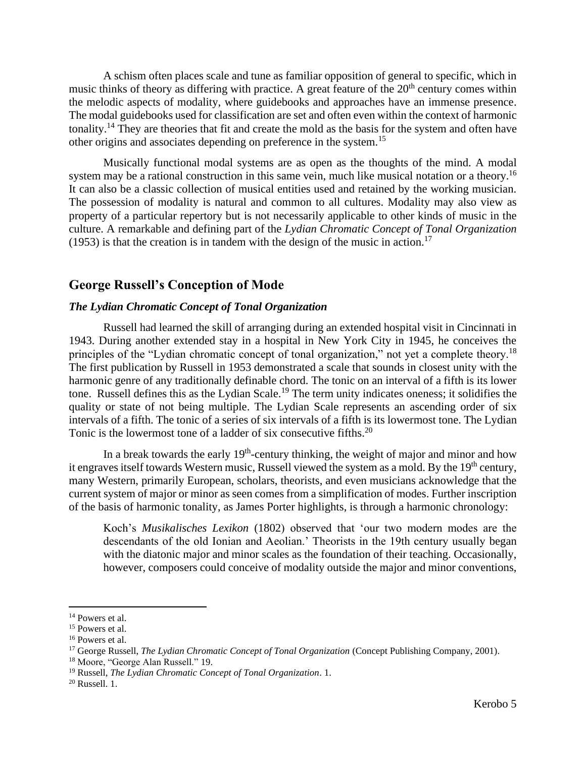A schism often places scale and tune as familiar opposition of general to specific, which in music thinks of theory as differing with practice. A great feature of the 20th century comes within the melodic aspects of modality, where guidebooks and approaches have an immense presence. The modal guidebooks used for classification are set and often even within the context of harmonic tonality.[14] They are theories that fit and create the mold as the basis for the system and often have other origins and associates depending on preference in the system.[15]

Musically functional modal systems are as open as the thoughts of the mind. A modal system may be a rational construction in this same vein, much like musical notation or a theory.[16] It can also be a classic collection of musical entities used and retained by the working musician. The possession of modality is natural and common to all cultures. Modality may also view as property of a particular repertory but is not necessarily applicable to other kinds of music in the culture. A remarkable and defining part of the *Lydian Chromatic Concept of Tonal Organization* (1953) is that the creation is in tandem with the design of the music in action.[17]

## George Russell's Conception of Mode

### *The Lydian Chromatic Concept of Tonal Organization*

Russell had learned the skill of arranging during an extended hospital visit in Cincinnati in 1943. During another extended stay in a hospital in New York City in 1945, he conceives the principles of the "Lydian chromatic concept of tonal organization," not yet a complete theory.[18] The first publication by Russell in 1953 demonstrated a scale that sounds in closest unity with the harmonic genre of any traditionally definable chord. The tonic on an interval of a fifth is its lower tone. Russell defines this as the Lydian Scale.[19] The term unity indicates oneness; it solidifies the quality or state of not being multiple. The Lydian Scale represents an ascending order of six intervals of a fifth. The tonic of a series of six intervals of a fifth is its lowermost tone. The Lydian Tonic is the lowermost tone of a ladder of six consecutive fifths.[20]

In a break towards the early 19th-century thinking, the weight of major and minor and how it engraves itself towards Western music, Russell viewed the system as a mold. By the 19th century, many Western, primarily European, scholars, theorists, and even musicians acknowledge that the current system of major or minor as seen comes from a simplification of modes. Further inscription of the basis of harmonic tonality, as James Porter highlights, is through a harmonic chronology:

> Koch's *Musikalisches Lexikon* (1802) observed that 'our two modern modes are the descendants of the old Ionian and Aeolian.' Theorists in the 19th century usually began with the diatonic major and minor scales as the foundation of their teaching. Occasionally, however, composers could conceive of modality outside the major and minor conventions,

---

[14] Powers et al.

[15] Powers et al.

[16] Powers et al.

[17] George Russell, *The Lydian Chromatic Concept of Tonal Organization* (Concept Publishing Company, 2001).

[18] Moore, "George Alan Russell." 19.

[19] Russell, *The Lydian Chromatic Concept of Tonal Organization*. 1.

[20] Russell. 1.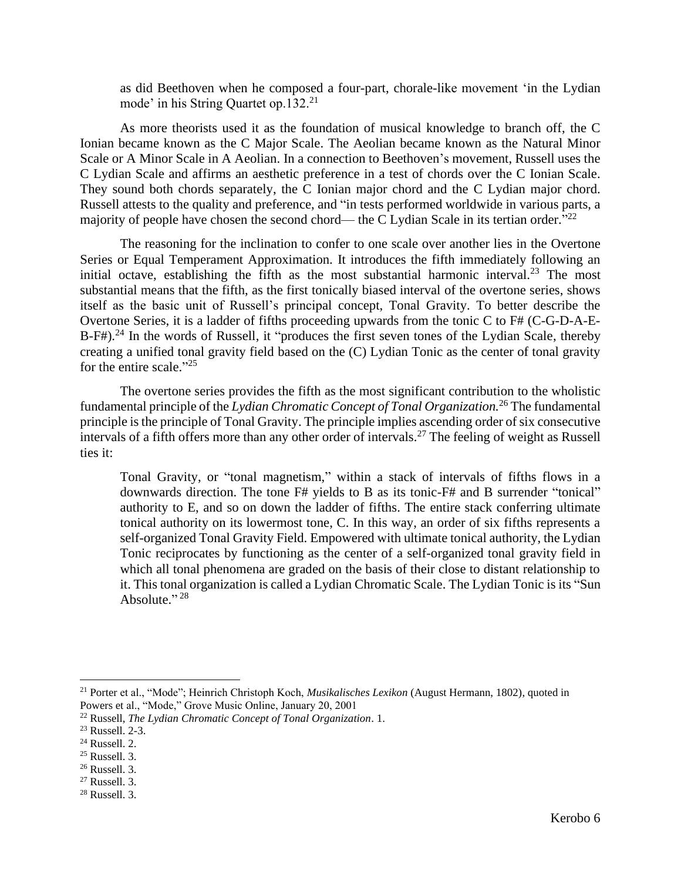as did Beethoven when he composed a four-part, chorale-like movement 'in the Lydian mode' in his String Quartet op.132.[21]

As more theorists used it as the foundation of musical knowledge to branch off, the C Ionian became known as the C Major Scale. The Aeolian became known as the Natural Minor Scale or A Minor Scale in A Aeolian. In a connection to Beethoven's movement, Russell uses the C Lydian Scale and affirms an aesthetic preference in a test of chords over the C Ionian Scale. They sound both chords separately, the C Ionian major chord and the C Lydian major chord. Russell attests to the quality and preference, and "in tests performed worldwide in various parts, a majority of people have chosen the second chord— the C Lydian Scale in its tertian order."[22]

The reasoning for the inclination to confer to one scale over another lies in the Overtone Series or Equal Temperament Approximation. It introduces the fifth immediately following an initial octave, establishing the fifth as the most substantial harmonic interval.[23] The most substantial means that the fifth, as the first tonically biased interval of the overtone series, shows itself as the basic unit of Russell's principal concept, Tonal Gravity. To better describe the Overtone Series, it is a ladder of fifths proceeding upwards from the tonic C to F# (C-G-D-A-E-B-F#).[24] In the words of Russell, it "produces the first seven tones of the Lydian Scale, thereby creating a unified tonal gravity field based on the (C) Lydian Tonic as the center of tonal gravity for the entire scale."[25]

The overtone series provides the fifth as the most significant contribution to the wholistic fundamental principle of the *Lydian Chromatic Concept of Tonal Organization.*[26] The fundamental principle is the principle of Tonal Gravity. The principle implies ascending order of six consecutive intervals of a fifth offers more than any other order of intervals.[27] The feeling of weight as Russell ties it:

> Tonal Gravity, or "tonal magnetism," within a stack of intervals of fifths flows in a downwards direction. The tone F# yields to B as its tonic-F# and B surrender "tonical" authority to E, and so on down the ladder of fifths. The entire stack conferring ultimate tonical authority on its lowermost tone, C. In this way, an order of six fifths represents a self-organized Tonal Gravity Field. Empowered with ultimate tonical authority, the Lydian Tonic reciprocates by functioning as the center of a self-organized tonal gravity field in which all tonal phenomena are graded on the basis of their close to distant relationship to it. This tonal organization is called a Lydian Chromatic Scale. The Lydian Tonic is its "Sun Absolute." [28]

---

[21] Porter et al., "Mode"; Heinrich Christoph Koch, *Musikalisches Lexikon* (August Hermann, 1802), quoted in Powers et al., "Mode," Grove Music Online, January 20, 2001

[22] Russell, *The Lydian Chromatic Concept of Tonal Organization*. 1.

[23] Russell. 2-3.

[24] Russell. 2.

[25] Russell. 3.

[26] Russell. 3.

[27] Russell. 3.

[28] Russell. 3.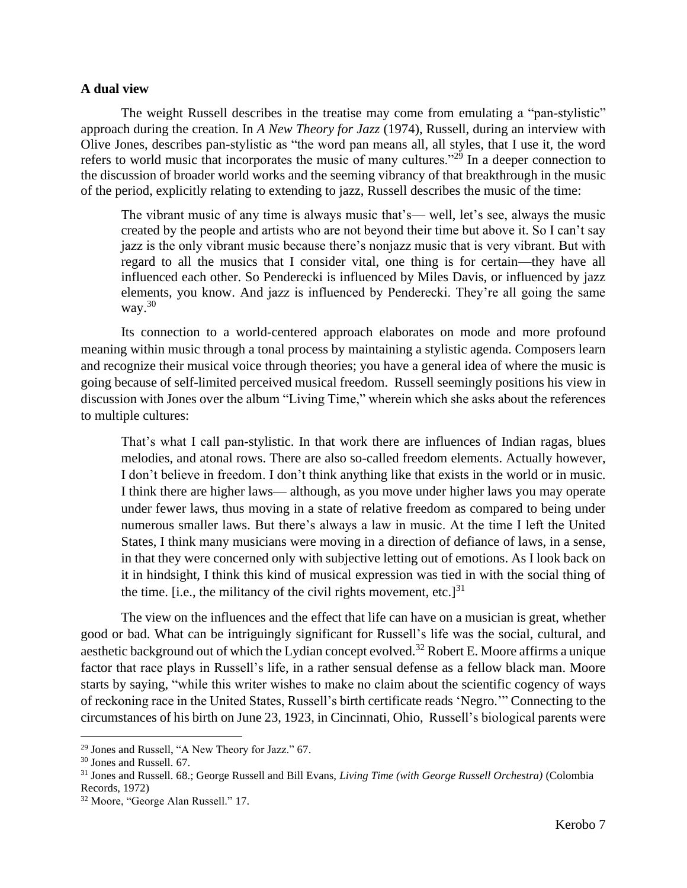**A dual view**

The weight Russell describes in the treatise may come from emulating a "pan-stylistic" approach during the creation. In *A New Theory for Jazz* (1974), Russell, during an interview with Olive Jones, describes pan-stylistic as "the word pan means all, all styles, that I use it, the word refers to world music that incorporates the music of many cultures."[29] In a deeper connection to the discussion of broader world works and the seeming vibrancy of that breakthrough in the music of the period, explicitly relating to extending to jazz, Russell describes the music of the time:

> The vibrant music of any time is always music that's— well, let's see, always the music created by the people and artists who are not beyond their time but above it. So I can't say jazz is the only vibrant music because there's nonjazz music that is very vibrant. But with regard to all the musics that I consider vital, one thing is for certain—they have all influenced each other. So Penderecki is influenced by Miles Davis, or influenced by jazz elements, you know. And jazz is influenced by Penderecki. They're all going the same way.[30]

Its connection to a world-centered approach elaborates on mode and more profound meaning within music through a tonal process by maintaining a stylistic agenda. Composers learn and recognize their musical voice through theories; you have a general idea of where the music is going because of self-limited perceived musical freedom. Russell seemingly positions his view in discussion with Jones over the album "Living Time," wherein which she asks about the references to multiple cultures:

> That's what I call pan-stylistic. In that work there are influences of Indian ragas, blues melodies, and atonal rows. There are also so-called freedom elements. Actually however, I don't believe in freedom. I don't think anything like that exists in the world or in music. I think there are higher laws— although, as you move under higher laws you may operate under fewer laws, thus moving in a state of relative freedom as compared to being under numerous smaller laws. But there's always a law in music. At the time I left the United States, I think many musicians were moving in a direction of defiance of laws, in a sense, in that they were concerned only with subjective letting out of emotions. As I look back on it in hindsight, I think this kind of musical expression was tied in with the social thing of the time. [i.e., the militancy of the civil rights movement, etc.][31]

The view on the influences and the effect that life can have on a musician is great, whether good or bad. What can be intriguingly significant for Russell's life was the social, cultural, and aesthetic background out of which the Lydian concept evolved.[32] Robert E. Moore affirms a unique factor that race plays in Russell's life, in a rather sensual defense as a fellow black man. Moore starts by saying, "while this writer wishes to make no claim about the scientific cogency of ways of reckoning race in the United States, Russell's birth certificate reads 'Negro.'" Connecting to the circumstances of his birth on June 23, 1923, in Cincinnati, Ohio, Russell's biological parents were

---

[29] Jones and Russell, "A New Theory for Jazz." 67.

[30] Jones and Russell. 67.

[31] Jones and Russell. 68.; George Russell and Bill Evans, *Living Time (with George Russell Orchestra)* (Colombia Records, 1972)

[32] Moore, "George Alan Russell." 17.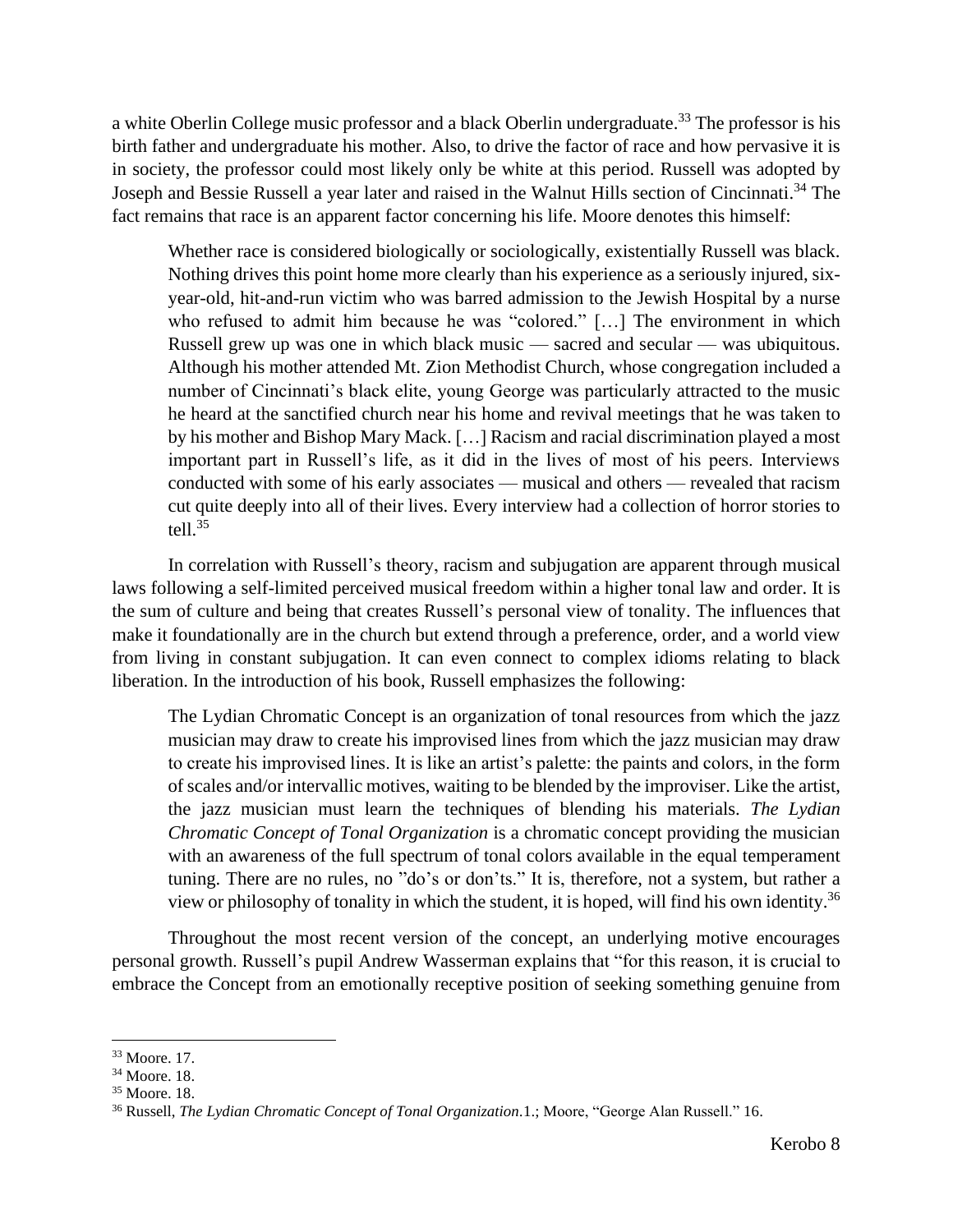a white Oberlin College music professor and a black Oberlin undergraduate.[33] The professor is his birth father and undergraduate his mother. Also, to drive the factor of race and how pervasive it is in society, the professor could most likely only be white at this period. Russell was adopted by Joseph and Bessie Russell a year later and raised in the Walnut Hills section of Cincinnati.[34] The fact remains that race is an apparent factor concerning his life. Moore denotes this himself:

> Whether race is considered biologically or sociologically, existentially Russell was black. Nothing drives this point home more clearly than his experience as a seriously injured, six-year-old, hit-and-run victim who was barred admission to the Jewish Hospital by a nurse who refused to admit him because he was "colored." […] The environment in which Russell grew up was one in which black music — sacred and secular — was ubiquitous. Although his mother attended Mt. Zion Methodist Church, whose congregation included a number of Cincinnati's black elite, young George was particularly attracted to the music he heard at the sanctified church near his home and revival meetings that he was taken to by his mother and Bishop Mary Mack. […] Racism and racial discrimination played a most important part in Russell's life, as it did in the lives of most of his peers. Interviews conducted with some of his early associates — musical and others — revealed that racism cut quite deeply into all of their lives. Every interview had a collection of horror stories to tell.[35]

In correlation with Russell's theory, racism and subjugation are apparent through musical laws following a self-limited perceived musical freedom within a higher tonal law and order. It is the sum of culture and being that creates Russell's personal view of tonality. The influences that make it foundationally are in the church but extend through a preference, order, and a world view from living in constant subjugation. It can even connect to complex idioms relating to black liberation. In the introduction of his book, Russell emphasizes the following:

> The Lydian Chromatic Concept is an organization of tonal resources from which the jazz musician may draw to create his improvised lines from which the jazz musician may draw to create his improvised lines. It is like an artist's palette: the paints and colors, in the form of scales and/or intervallic motives, waiting to be blended by the improviser. Like the artist, the jazz musician must learn the techniques of blending his materials. *The Lydian Chromatic Concept of Tonal Organization* is a chromatic concept providing the musician with an awareness of the full spectrum of tonal colors available in the equal temperament tuning. There are no rules, no "do's or don'ts." It is, therefore, not a system, but rather a view or philosophy of tonality in which the student, it is hoped, will find his own identity.[36]

Throughout the most recent version of the concept, an underlying motive encourages personal growth. Russell's pupil Andrew Wasserman explains that "for this reason, it is crucial to embrace the Concept from an emotionally receptive position of seeking something genuine from

---

[33] Moore. 17.

[34] Moore. 18.

[35] Moore. 18.

[36] Russell, *The Lydian Chromatic Concept of Tonal Organization*.1.; Moore, "George Alan Russell." 16.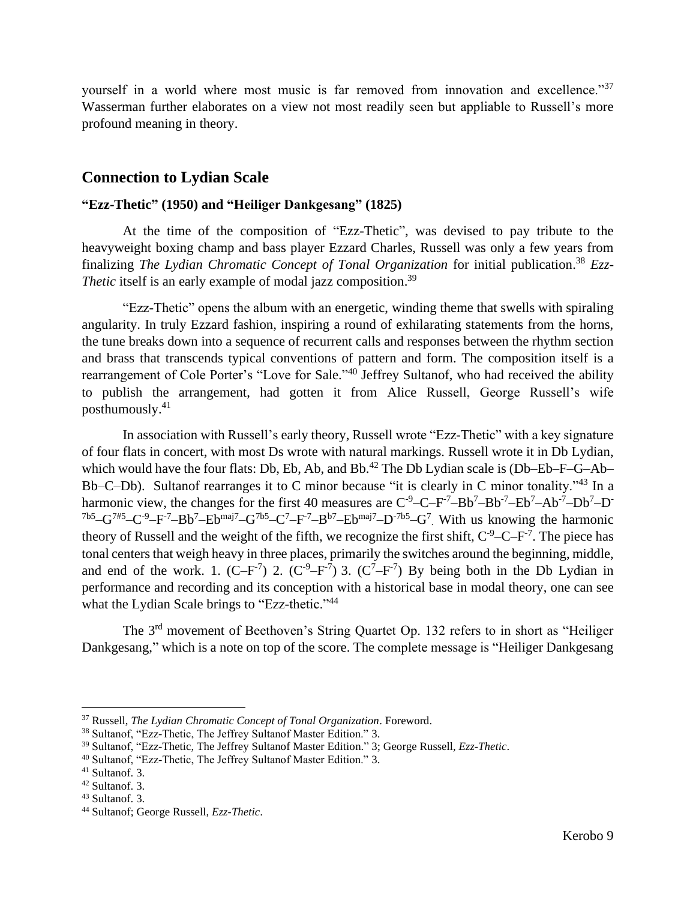yourself in a world where most music is far removed from innovation and excellence."[37] Wasserman further elaborates on a view not most readily seen but appliable to Russell's more profound meaning in theory.

## Connection to Lydian Scale

### "Ezz-Thetic" (1950) and "Heiliger Dankgesang" (1825)

At the time of the composition of "Ezz-Thetic", was devised to pay tribute to the heavyweight boxing champ and bass player Ezzard Charles, Russell was only a few years from finalizing *The Lydian Chromatic Concept of Tonal Organization* for initial publication.[38] *Ezz-Thetic* itself is an early example of modal jazz composition.[39]

"Ezz-Thetic" opens the album with an energetic, winding theme that swells with spiraling angularity. In truly Ezzard fashion, inspiring a round of exhilarating statements from the horns, the tune breaks down into a sequence of recurrent calls and responses between the rhythm section and brass that transcends typical conventions of pattern and form. The composition itself is a rearrangement of Cole Porter's "Love for Sale."[40] Jeffrey Sultanof, who had received the ability to publish the arrangement, had gotten it from Alice Russell, George Russell's wife posthumously.[41]

In association with Russell's early theory, Russell wrote "Ezz-Thetic" with a key signature of four flats in concert, with most Ds wrote with natural markings. Russell wrote it in Db Lydian, which would have the four flats: Db, Eb, Ab, and Bb.[42] The Db Lydian scale is (Db–Eb–F–G–Ab–Bb–C–Db). Sultanof rearranges it to C minor because "it is clearly in C minor tonality."[43] In a harmonic view, the changes for the first 40 measures are $C^{-9}$–C–$F^{-7}$–$Bb^{7}$–$Bb^{-7}$–$Eb^{7}$–$Ab^{-7}$–$Db^{7}$–$D^{-7b5}$–$G^{7\#5}$–$C^{-9}$–$F^{-7}$–$Bb^{7}$–$Eb^{maj7}$–$G^{7b5}$–$C^{7}$–$F^{-7}$–$B^{b7}$–$Eb^{maj7}$–$D^{-7b5}$–$G^{7}$. With us knowing the harmonic theory of Russell and the weight of the fifth, we recognize the first shift, $C^{-9}$–C–$F^{-7}$. The piece has tonal centers that weigh heavy in three places, primarily the switches around the beginning, middle, and end of the work. 1. (C–$F^{-7}$) 2. ($C^{-9}$–$F^{-7}$) 3. ($C^{7}$–$F^{-7}$) By being both in the Db Lydian in performance and recording and its conception with a historical base in modal theory, one can see what the Lydian Scale brings to "Ezz-thetic."[44]

The 3rd movement of Beethoven's String Quartet Op. 132 refers to in short as "Heiliger Dankgesang," which is a note on top of the score. The complete message is "Heiliger Dankgesang

---

[37] Russell, *The Lydian Chromatic Concept of Tonal Organization*. Foreword.
[38] Sultanof, "Ezz-Thetic, The Jeffrey Sultanof Master Edition." 3.
[39] Sultanof, "Ezz-Thetic, The Jeffrey Sultanof Master Edition." 3; George Russell, *Ezz-Thetic*.
[40] Sultanof, "Ezz-Thetic, The Jeffrey Sultanof Master Edition." 3.
[41] Sultanof. 3.
[42] Sultanof. 3.
[43] Sultanof. 3.
[44] Sultanof; George Russell, *Ezz-Thetic*.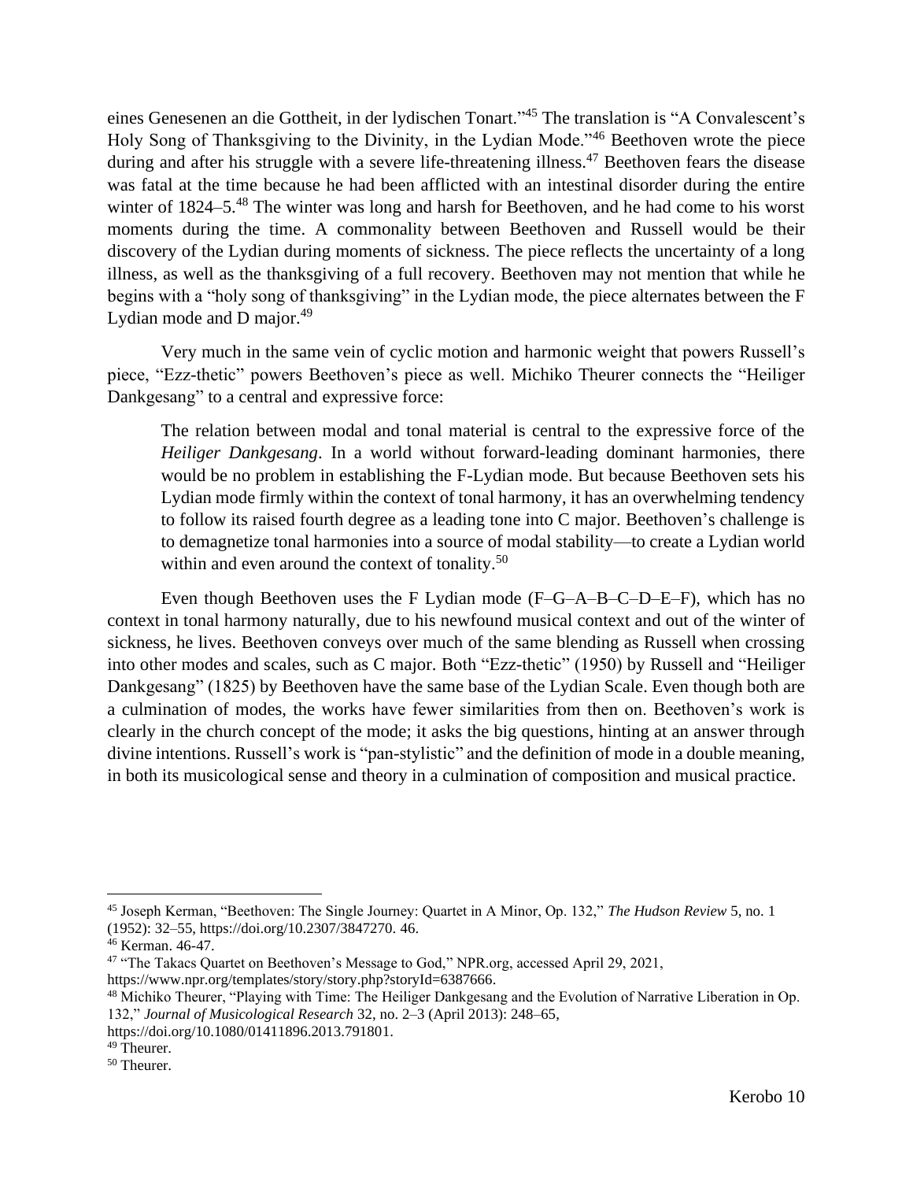eines Genesenen an die Gottheit, in der lydischen Tonart."[45] The translation is "A Convalescent's Holy Song of Thanksgiving to the Divinity, in the Lydian Mode."[46] Beethoven wrote the piece during and after his struggle with a severe life-threatening illness.[47] Beethoven fears the disease was fatal at the time because he had been afflicted with an intestinal disorder during the entire winter of 1824–5.[48] The winter was long and harsh for Beethoven, and he had come to his worst moments during the time. A commonality between Beethoven and Russell would be their discovery of the Lydian during moments of sickness. The piece reflects the uncertainty of a long illness, as well as the thanksgiving of a full recovery. Beethoven may not mention that while he begins with a "holy song of thanksgiving" in the Lydian mode, the piece alternates between the F Lydian mode and D major.[49]

Very much in the same vein of cyclic motion and harmonic weight that powers Russell's piece, "Ezz-thetic" powers Beethoven's piece as well. Michiko Theurer connects the "Heiliger Dankgesang" to a central and expressive force:

> The relation between modal and tonal material is central to the expressive force of the *Heiliger Dankgesang*. In a world without forward-leading dominant harmonies, there would be no problem in establishing the F-Lydian mode. But because Beethoven sets his Lydian mode firmly within the context of tonal harmony, it has an overwhelming tendency to follow its raised fourth degree as a leading tone into C major. Beethoven's challenge is to demagnetize tonal harmonies into a source of modal stability—to create a Lydian world within and even around the context of tonality.[50]

Even though Beethoven uses the F Lydian mode (F–G–A–B–C–D–E–F), which has no context in tonal harmony naturally, due to his newfound musical context and out of the winter of sickness, he lives. Beethoven conveys over much of the same blending as Russell when crossing into other modes and scales, such as C major. Both "Ezz-thetic" (1950) by Russell and "Heiliger Dankgesang" (1825) by Beethoven have the same base of the Lydian Scale. Even though both are a culmination of modes, the works have fewer similarities from then on. Beethoven's work is clearly in the church concept of the mode; it asks the big questions, hinting at an answer through divine intentions. Russell's work is "pan-stylistic" and the definition of mode in a double meaning, in both its musicological sense and theory in a culmination of composition and musical practice.

---

[45] Joseph Kerman, "Beethoven: The Single Journey: Quartet in A Minor, Op. 132," *The Hudson Review* 5, no. 1 (1952): 32–55, https://doi.org/10.2307/3847270. 46.

[46] Kerman. 46-47.

[47] "The Takacs Quartet on Beethoven's Message to God," NPR.org, accessed April 29, 2021, https://www.npr.org/templates/story/story.php?storyId=6387666.

[48] Michiko Theurer, "Playing with Time: The Heiliger Dankgesang and the Evolution of Narrative Liberation in Op. 132," *Journal of Musicological Research* 32, no. 2–3 (April 2013): 248–65, https://doi.org/10.1080/01411896.2013.791801.

[49] Theurer.

[50] Theurer.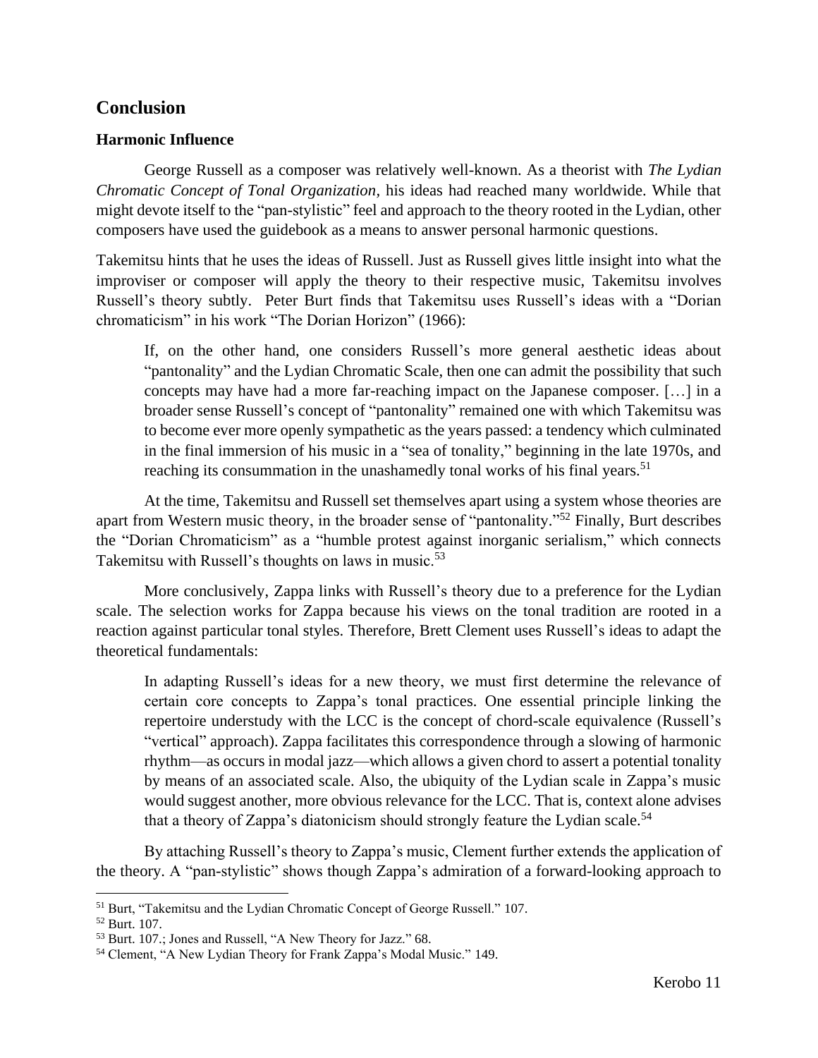## Conclusion

### Harmonic Influence

George Russell as a composer was relatively well-known. As a theorist with *The Lydian Chromatic Concept of Tonal Organization*, his ideas had reached many worldwide. While that might devote itself to the "pan-stylistic" feel and approach to the theory rooted in the Lydian, other composers have used the guidebook as a means to answer personal harmonic questions.

Takemitsu hints that he uses the ideas of Russell. Just as Russell gives little insight into what the improviser or composer will apply the theory to their respective music, Takemitsu involves Russell's theory subtly. Peter Burt finds that Takemitsu uses Russell's ideas with a "Dorian chromaticism" in his work "The Dorian Horizon" (1966):

> If, on the other hand, one considers Russell's more general aesthetic ideas about "pantonality" and the Lydian Chromatic Scale, then one can admit the possibility that such concepts may have had a more far-reaching impact on the Japanese composer. […] in a broader sense Russell's concept of "pantonality" remained one with which Takemitsu was to become ever more openly sympathetic as the years passed: a tendency which culminated in the final immersion of his music in a "sea of tonality," beginning in the late 1970s, and reaching its consummation in the unashamedly tonal works of his final years.[51]

At the time, Takemitsu and Russell set themselves apart using a system whose theories are apart from Western music theory, in the broader sense of "pantonality."[52] Finally, Burt describes the "Dorian Chromaticism" as a "humble protest against inorganic serialism," which connects Takemitsu with Russell's thoughts on laws in music.[53]

More conclusively, Zappa links with Russell's theory due to a preference for the Lydian scale. The selection works for Zappa because his views on the tonal tradition are rooted in a reaction against particular tonal styles. Therefore, Brett Clement uses Russell's ideas to adapt the theoretical fundamentals:

> In adapting Russell's ideas for a new theory, we must first determine the relevance of certain core concepts to Zappa's tonal practices. One essential principle linking the repertoire understudy with the LCC is the concept of chord-scale equivalence (Russell's "vertical" approach). Zappa facilitates this correspondence through a slowing of harmonic rhythm—as occurs in modal jazz—which allows a given chord to assert a potential tonality by means of an associated scale. Also, the ubiquity of the Lydian scale in Zappa's music would suggest another, more obvious relevance for the LCC. That is, context alone advises that a theory of Zappa's diatonicism should strongly feature the Lydian scale.[54]

By attaching Russell's theory to Zappa's music, Clement further extends the application of the theory. A "pan-stylistic" shows though Zappa's admiration of a forward-looking approach to

---

[51] Burt, "Takemitsu and the Lydian Chromatic Concept of George Russell." 107.

[52] Burt. 107.

[53] Burt. 107.; Jones and Russell, "A New Theory for Jazz." 68.

[54] Clement, "A New Lydian Theory for Frank Zappa's Modal Music." 149.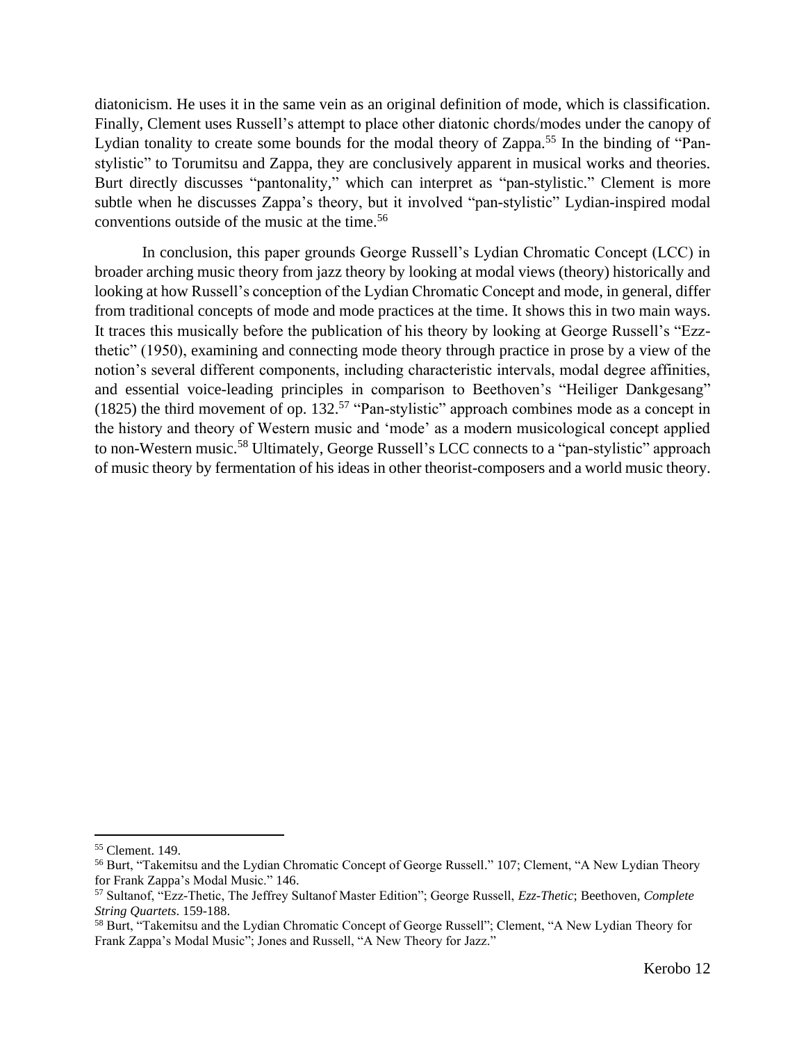diatonicism. He uses it in the same vein as an original definition of mode, which is classification. Finally, Clement uses Russell's attempt to place other diatonic chords/modes under the canopy of Lydian tonality to create some bounds for the modal theory of Zappa.[55] In the binding of "Pan-stylistic" to Torumitsu and Zappa, they are conclusively apparent in musical works and theories. Burt directly discusses "pantonality," which can interpret as "pan-stylistic." Clement is more subtle when he discusses Zappa's theory, but it involved "pan-stylistic" Lydian-inspired modal conventions outside of the music at the time.[56]

In conclusion, this paper grounds George Russell's Lydian Chromatic Concept (LCC) in broader arching music theory from jazz theory by looking at modal views (theory) historically and looking at how Russell's conception of the Lydian Chromatic Concept and mode, in general, differ from traditional concepts of mode and mode practices at the time. It shows this in two main ways. It traces this musically before the publication of his theory by looking at George Russell's "Ezz-thetic" (1950), examining and connecting mode theory through practice in prose by a view of the notion's several different components, including characteristic intervals, modal degree affinities, and essential voice-leading principles in comparison to Beethoven's "Heiliger Dankgesang" (1825) the third movement of op. 132.[57] "Pan-stylistic" approach combines mode as a concept in the history and theory of Western music and 'mode' as a modern musicological concept applied to non-Western music.[58] Ultimately, George Russell's LCC connects to a "pan-stylistic" approach of music theory by fermentation of his ideas in other theorist-composers and a world music theory.

---

[55] Clement. 149.

[56] Burt, "Takemitsu and the Lydian Chromatic Concept of George Russell." 107; Clement, "A New Lydian Theory for Frank Zappa's Modal Music." 146.

[57] Sultanof, "Ezz-Thetic, The Jeffrey Sultanof Master Edition"; George Russell, *Ezz-Thetic*; Beethoven, *Complete String Quartets*. 159-188.

[58] Burt, "Takemitsu and the Lydian Chromatic Concept of George Russell"; Clement, "A New Lydian Theory for Frank Zappa's Modal Music"; Jones and Russell, "A New Theory for Jazz."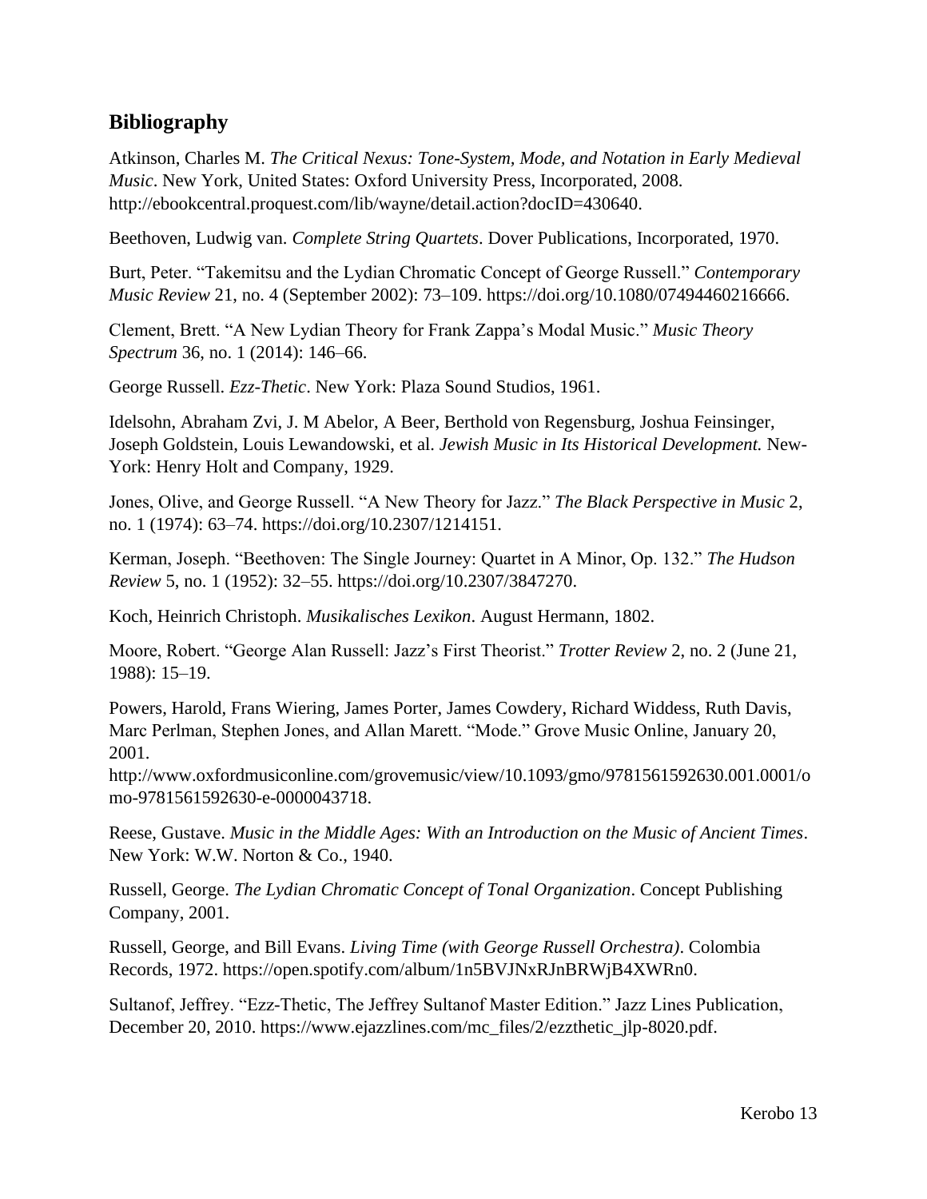## Bibliography

Atkinson, Charles M. *The Critical Nexus: Tone-System, Mode, and Notation in Early Medieval Music*. New York, United States: Oxford University Press, Incorporated, 2008. http://ebookcentral.proquest.com/lib/wayne/detail.action?docID=430640.

Beethoven, Ludwig van. *Complete String Quartets*. Dover Publications, Incorporated, 1970.

Burt, Peter. "Takemitsu and the Lydian Chromatic Concept of George Russell." *Contemporary Music Review* 21, no. 4 (September 2002): 73–109. https://doi.org/10.1080/07494460216666.

Clement, Brett. "A New Lydian Theory for Frank Zappa's Modal Music." *Music Theory Spectrum* 36, no. 1 (2014): 146–66.

George Russell. *Ezz-Thetic*. New York: Plaza Sound Studios, 1961.

Idelsohn, Abraham Zvi, J. M Abelor, A Beer, Berthold von Regensburg, Joshua Feinsinger, Joseph Goldstein, Louis Lewandowski, et al. *Jewish Music in Its Historical Development.* New-York: Henry Holt and Company, 1929.

Jones, Olive, and George Russell. "A New Theory for Jazz." *The Black Perspective in Music* 2, no. 1 (1974): 63–74. https://doi.org/10.2307/1214151.

Kerman, Joseph. "Beethoven: The Single Journey: Quartet in A Minor, Op. 132." *The Hudson Review* 5, no. 1 (1952): 32–55. https://doi.org/10.2307/3847270.

Koch, Heinrich Christoph. *Musikalisches Lexikon*. August Hermann, 1802.

Moore, Robert. "George Alan Russell: Jazz's First Theorist." *Trotter Review* 2, no. 2 (June 21, 1988): 15–19.

Powers, Harold, Frans Wiering, James Porter, James Cowdery, Richard Widdess, Ruth Davis, Marc Perlman, Stephen Jones, and Allan Marett. "Mode." Grove Music Online, January 20, 2001. http://www.oxfordmusiconline.com/grovemusic/view/10.1093/gmo/9781561592630.001.0001/omo-9781561592630-e-0000043718.

Reese, Gustave. *Music in the Middle Ages: With an Introduction on the Music of Ancient Times*. New York: W.W. Norton & Co., 1940.

Russell, George. *The Lydian Chromatic Concept of Tonal Organization*. Concept Publishing Company, 2001.

Russell, George, and Bill Evans. *Living Time (with George Russell Orchestra)*. Colombia Records, 1972. https://open.spotify.com/album/1n5BVJNxRJnBRWjB4XWRn0.

Sultanof, Jeffrey. "Ezz-Thetic, The Jeffrey Sultanof Master Edition." Jazz Lines Publication, December 20, 2010. https://www.ejazzlines.com/mc_files/2/ezzthetic_jlp-8020.pdf.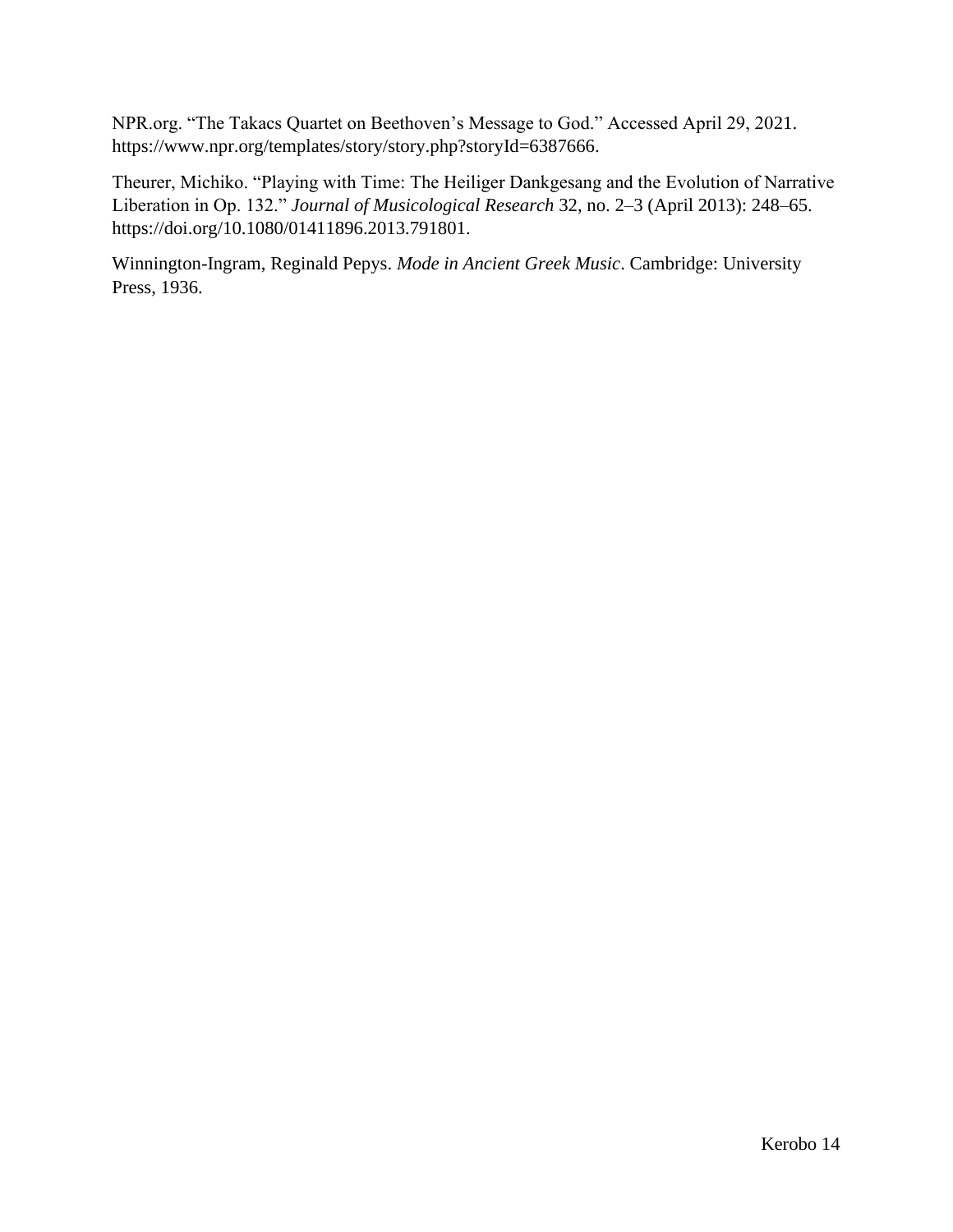NPR.org. "The Takacs Quartet on Beethoven's Message to God." Accessed April 29, 2021. https://www.npr.org/templates/story/story.php?storyId=6387666.

Theurer, Michiko. "Playing with Time: The Heiliger Dankgesang and the Evolution of Narrative Liberation in Op. 132." *Journal of Musicological Research* 32, no. 2–3 (April 2013): 248–65. https://doi.org/10.1080/01411896.2013.791801.

Winnington-Ingram, Reginald Pepys. *Mode in Ancient Greek Music*. Cambridge: University Press, 1936.